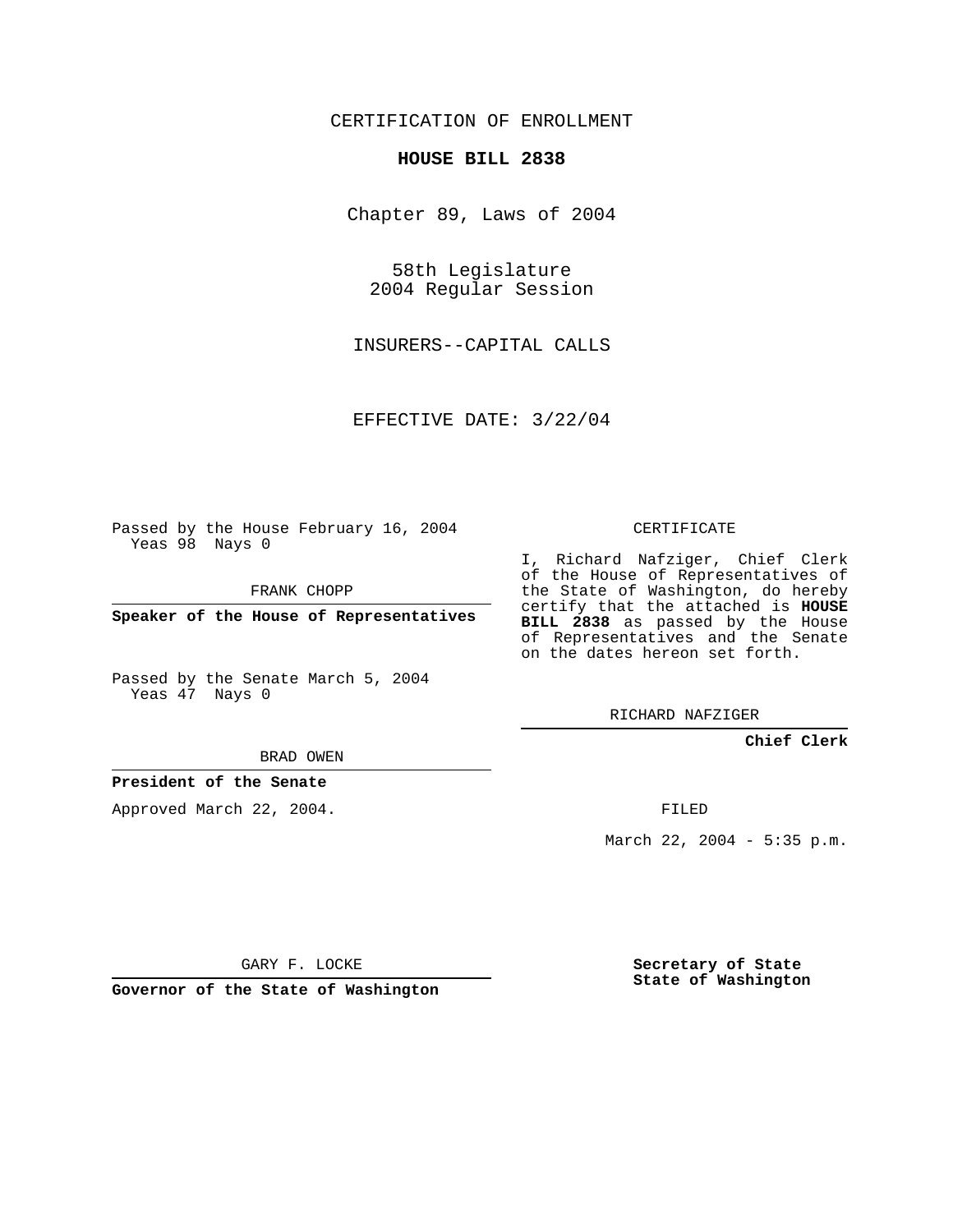CERTIFICATION OF ENROLLMENT

**HOUSE BILL 2838**

Chapter 89, Laws of 2004

58th Legislature
2004 Regular Session

INSURERS--CAPITAL CALLS

EFFECTIVE DATE: 3/22/04

Passed by the House February 16, 2004
Yeas 98 Nays 0

FRANK CHOPP

**Speaker of the House of Representatives**

Passed by the Senate March 5, 2004
Yeas 47 Nays 0

BRAD OWEN

**President of the Senate**

Approved March 22, 2004.

GARY F. LOCKE

**Governor of the State of Washington**

CERTIFICATE

I, Richard Nafziger, Chief Clerk of the House of Representatives of the State of Washington, do hereby certify that the attached is **HOUSE BILL 2838** as passed by the House of Representatives and the Senate on the dates hereon set forth.

RICHARD NAFZIGER

**Chief Clerk**

FILED

March 22, 2004 - 5:35 p.m.

**Secretary of State**
**State of Washington**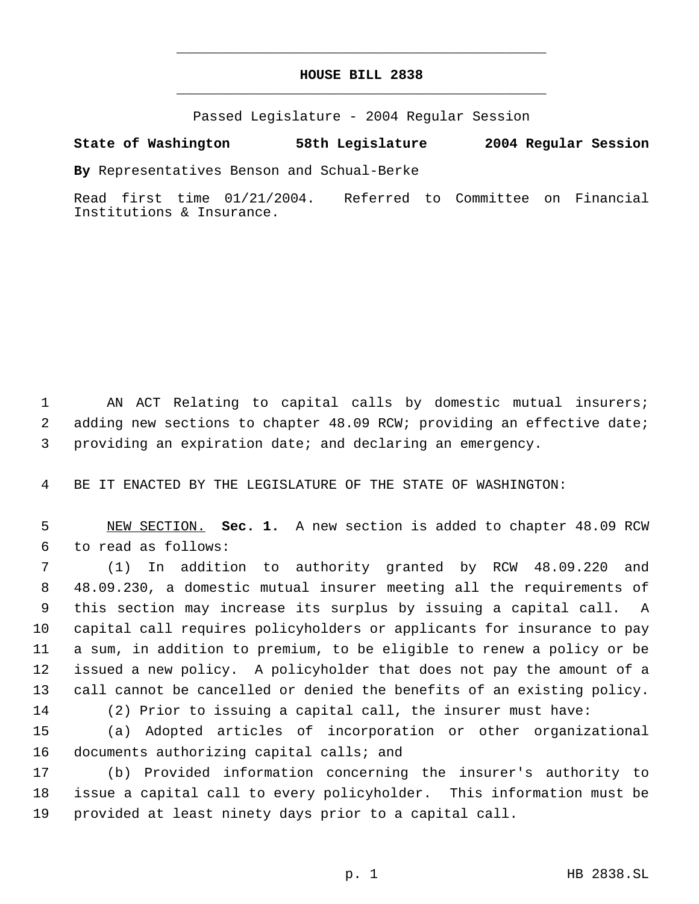# HOUSE BILL 2838

Passed Legislature - 2004 Regular Session

**State of Washington 58th Legislature 2004 Regular Session**

**By** Representatives Benson and Schual-Berke

Read first time 01/21/2004. Referred to Committee on Financial Institutions & Insurance.

AN ACT Relating to capital calls by domestic mutual insurers; adding new sections to chapter 48.09 RCW; providing an effective date; providing an expiration date; and declaring an emergency.

BE IT ENACTED BY THE LEGISLATURE OF THE STATE OF WASHINGTON:

NEW SECTION. **Sec. 1.** A new section is added to chapter 48.09 RCW to read as follows:

(1) In addition to authority granted by RCW 48.09.220 and 48.09.230, a domestic mutual insurer meeting all the requirements of this section may increase its surplus by issuing a capital call. A capital call requires policyholders or applicants for insurance to pay a sum, in addition to premium, to be eligible to renew a policy or be issued a new policy. A policyholder that does not pay the amount of a call cannot be cancelled or denied the benefits of an existing policy.

(2) Prior to issuing a capital call, the insurer must have:

(a) Adopted articles of incorporation or other organizational documents authorizing capital calls; and

(b) Provided information concerning the insurer's authority to issue a capital call to every policyholder. This information must be provided at least ninety days prior to a capital call.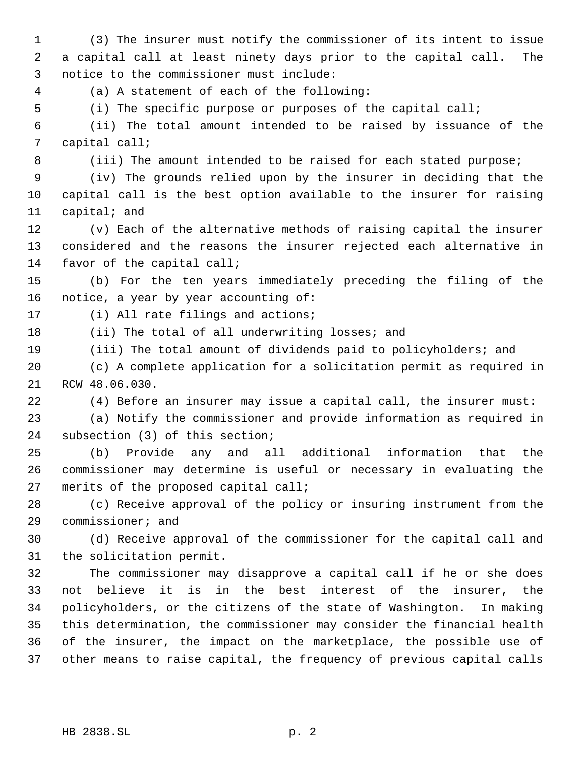(3) The insurer must notify the commissioner of its intent to issue a capital call at least ninety days prior to the capital call. The notice to the commissioner must include:

(a) A statement of each of the following:

(i) The specific purpose or purposes of the capital call;

(ii) The total amount intended to be raised by issuance of the capital call;

(iii) The amount intended to be raised for each stated purpose;

(iv) The grounds relied upon by the insurer in deciding that the capital call is the best option available to the insurer for raising capital; and

(v) Each of the alternative methods of raising capital the insurer considered and the reasons the insurer rejected each alternative in favor of the capital call;

(b) For the ten years immediately preceding the filing of the notice, a year by year accounting of:

(i) All rate filings and actions;

(ii) The total of all underwriting losses; and

(iii) The total amount of dividends paid to policyholders; and

(c) A complete application for a solicitation permit as required in RCW 48.06.030.

(4) Before an insurer may issue a capital call, the insurer must:

(a) Notify the commissioner and provide information as required in subsection (3) of this section;

(b) Provide any and all additional information that the commissioner may determine is useful or necessary in evaluating the merits of the proposed capital call;

(c) Receive approval of the policy or insuring instrument from the commissioner; and

(d) Receive approval of the commissioner for the capital call and the solicitation permit.

The commissioner may disapprove a capital call if he or she does not believe it is in the best interest of the insurer, the policyholders, or the citizens of the state of Washington. In making this determination, the commissioner may consider the financial health of the insurer, the impact on the marketplace, the possible use of other means to raise capital, the frequency of previous capital calls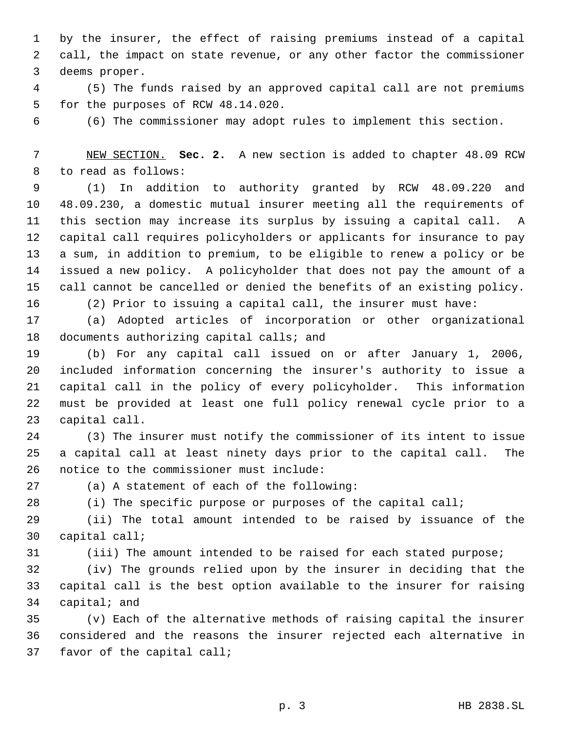by the insurer, the effect of raising premiums instead of a capital call, the impact on state revenue, or any other factor the commissioner deems proper.

(5) The funds raised by an approved capital call are not premiums for the purposes of RCW 48.14.020.

(6) The commissioner may adopt rules to implement this section.

NEW SECTION. **Sec. 2.** A new section is added to chapter 48.09 RCW to read as follows:

(1) In addition to authority granted by RCW 48.09.220 and 48.09.230, a domestic mutual insurer meeting all the requirements of this section may increase its surplus by issuing a capital call. A capital call requires policyholders or applicants for insurance to pay a sum, in addition to premium, to be eligible to renew a policy or be issued a new policy. A policyholder that does not pay the amount of a call cannot be cancelled or denied the benefits of an existing policy.

(2) Prior to issuing a capital call, the insurer must have:

(a) Adopted articles of incorporation or other organizational documents authorizing capital calls; and

(b) For any capital call issued on or after January 1, 2006, included information concerning the insurer's authority to issue a capital call in the policy of every policyholder. This information must be provided at least one full policy renewal cycle prior to a capital call.

(3) The insurer must notify the commissioner of its intent to issue a capital call at least ninety days prior to the capital call. The notice to the commissioner must include:

(a) A statement of each of the following:

(i) The specific purpose or purposes of the capital call;

(ii) The total amount intended to be raised by issuance of the capital call;

(iii) The amount intended to be raised for each stated purpose;

(iv) The grounds relied upon by the insurer in deciding that the capital call is the best option available to the insurer for raising capital; and

(v) Each of the alternative methods of raising capital the insurer considered and the reasons the insurer rejected each alternative in favor of the capital call;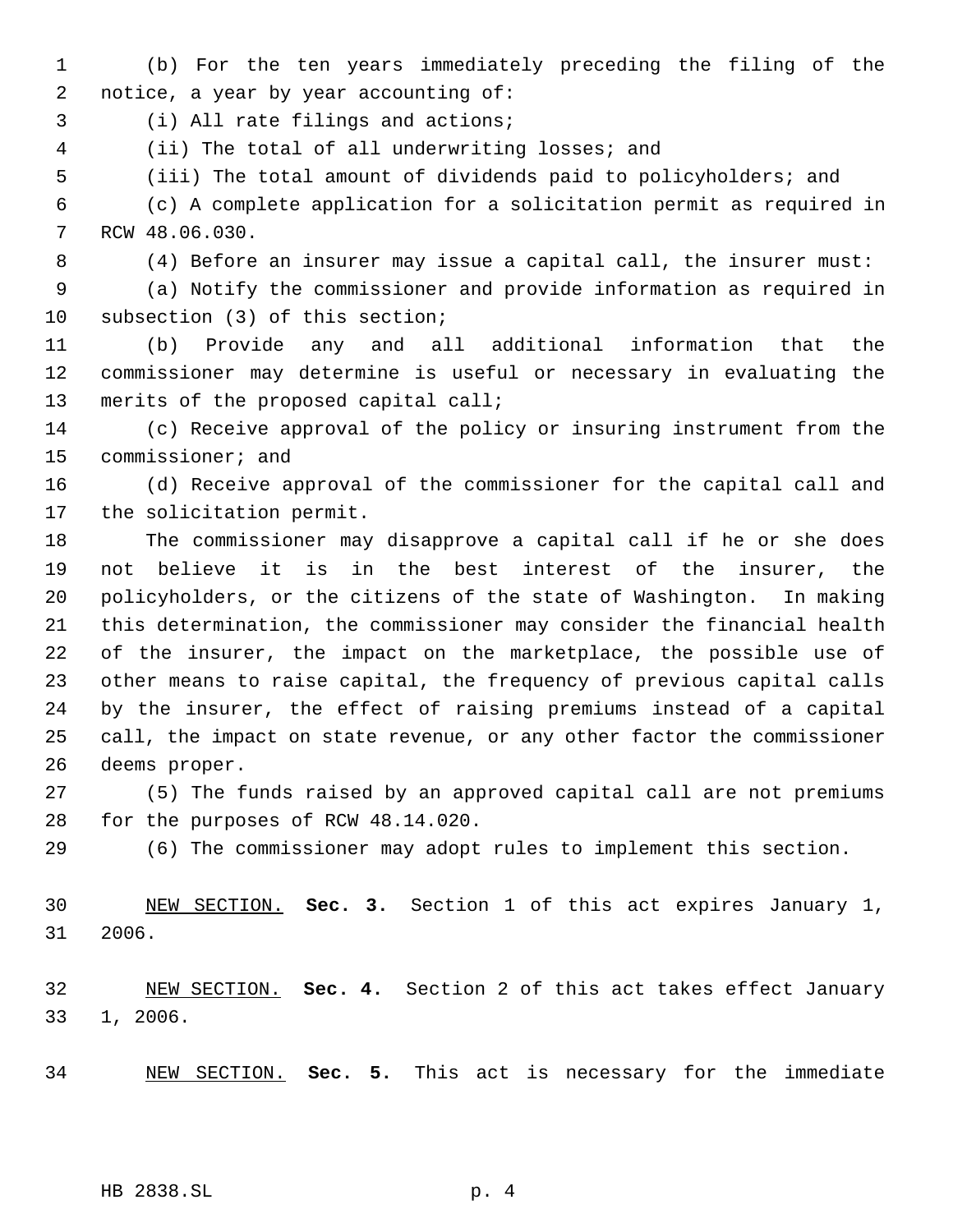(b) For the ten years immediately preceding the filing of the notice, a year by year accounting of:

(i) All rate filings and actions;

(ii) The total of all underwriting losses; and

(iii) The total amount of dividends paid to policyholders; and

(c) A complete application for a solicitation permit as required in RCW 48.06.030.

(4) Before an insurer may issue a capital call, the insurer must:

(a) Notify the commissioner and provide information as required in subsection (3) of this section;

(b) Provide any and all additional information that the commissioner may determine is useful or necessary in evaluating the merits of the proposed capital call;

(c) Receive approval of the policy or insuring instrument from the commissioner; and

(d) Receive approval of the commissioner for the capital call and the solicitation permit.

The commissioner may disapprove a capital call if he or she does not believe it is in the best interest of the insurer, the policyholders, or the citizens of the state of Washington. In making this determination, the commissioner may consider the financial health of the insurer, the impact on the marketplace, the possible use of other means to raise capital, the frequency of previous capital calls by the insurer, the effect of raising premiums instead of a capital call, the impact on state revenue, or any other factor the commissioner deems proper.

(5) The funds raised by an approved capital call are not premiums for the purposes of RCW 48.14.020.

(6) The commissioner may adopt rules to implement this section.

NEW SECTION. **Sec. 3.** Section 1 of this act expires January 1, 2006.

NEW SECTION. **Sec. 4.** Section 2 of this act takes effect January 1, 2006.

NEW SECTION. **Sec. 5.** This act is necessary for the immediate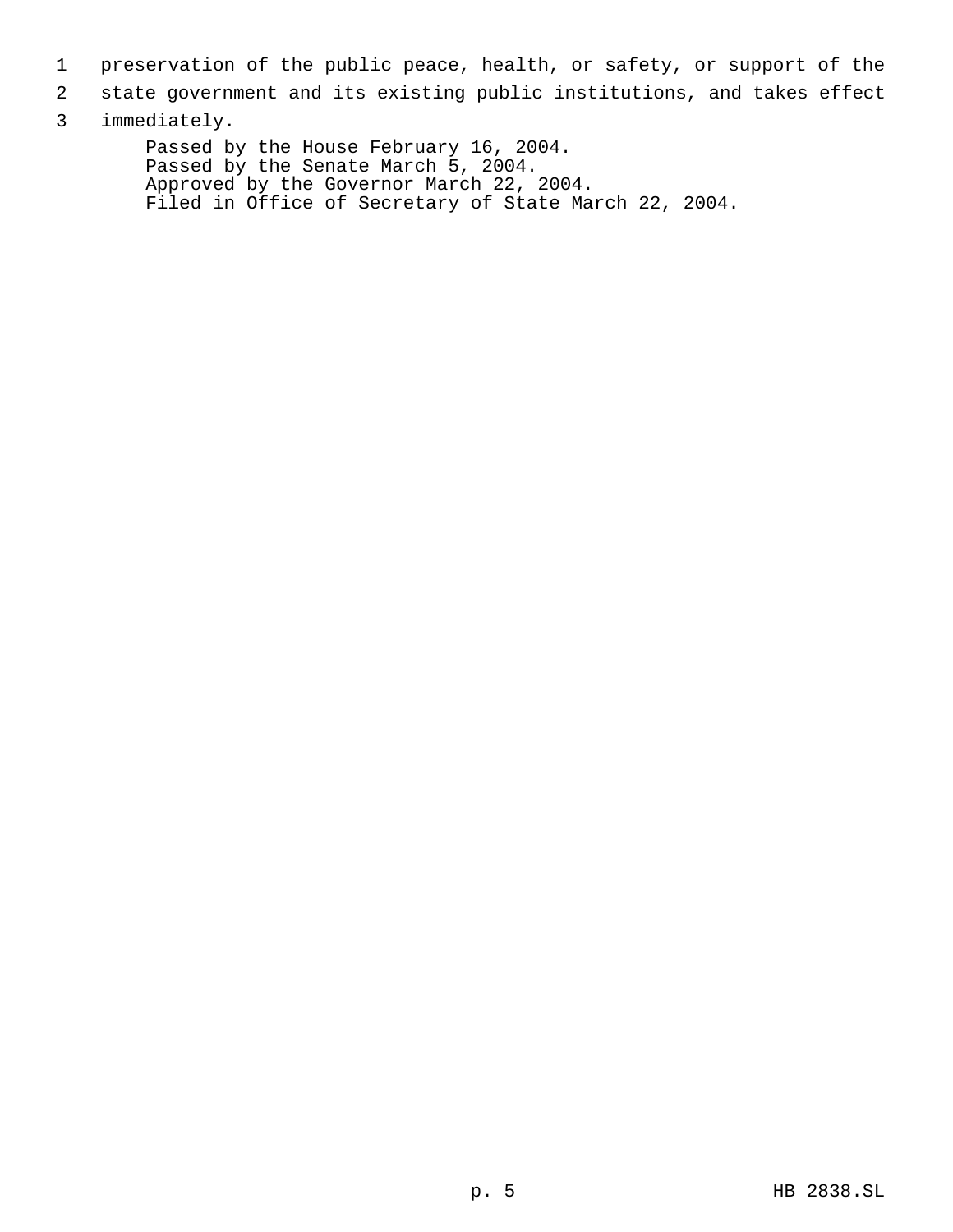preservation of the public peace, health, or safety, or support of the state government and its existing public institutions, and takes effect immediately.

Passed by the House February 16, 2004.
Passed by the Senate March 5, 2004.
Approved by the Governor March 22, 2004.
Filed in Office of Secretary of State March 22, 2004.